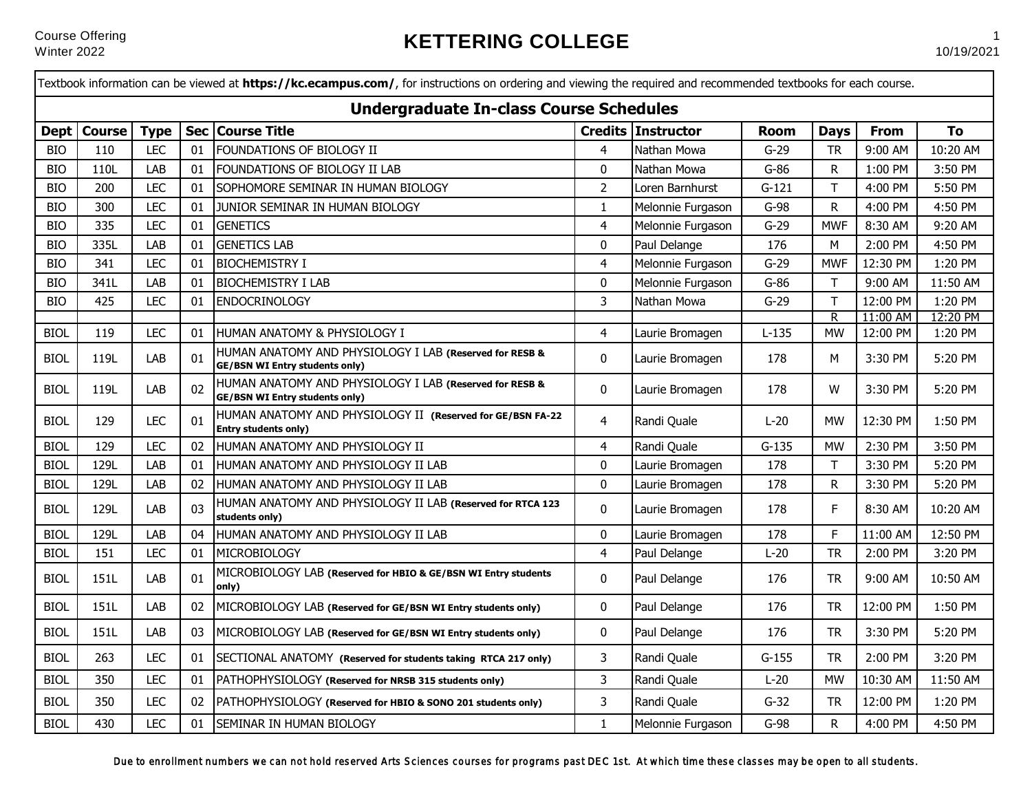Course Offering
Winter 2022

# KETTERING COLLEGE

Textbook information can be viewed at **https://kc.ecampus.com/**, for instructions on ordering and viewing the required and recommended textbooks for each course.

## Undergraduate In-class Course Schedules

| Dept | Course | Type | Sec | Course Title | Credits | Instructor | Room | Days | From | To |
|---|---|---|---|---|---|---|---|---|---|---|
| BIO | 110 | LEC | 01 | FOUNDATIONS OF BIOLOGY II | 4 | Nathan Mowa | G-29 | TR | 9:00 AM | 10:20 AM |
| BIO | 110L | LAB | 01 | FOUNDATIONS OF BIOLOGY II LAB | 0 | Nathan Mowa | G-86 | R | 1:00 PM | 3:50 PM |
| BIO | 200 | LEC | 01 | SOPHOMORE SEMINAR IN HUMAN BIOLOGY | 2 | Loren Barnhurst | G-121 | T | 4:00 PM | 5:50 PM |
| BIO | 300 | LEC | 01 | JUNIOR SEMINAR IN HUMAN BIOLOGY | 1 | Melonnie Furgason | G-98 | R | 4:00 PM | 4:50 PM |
| BIO | 335 | LEC | 01 | GENETICS | 4 | Melonnie Furgason | G-29 | MWF | 8:30 AM | 9:20 AM |
| BIO | 335L | LAB | 01 | GENETICS LAB | 0 | Paul Delange | 176 | M | 2:00 PM | 4:50 PM |
| BIO | 341 | LEC | 01 | BIOCHEMISTRY I | 4 | Melonnie Furgason | G-29 | MWF | 12:30 PM | 1:20 PM |
| BIO | 341L | LAB | 01 | BIOCHEMISTRY I LAB | 0 | Melonnie Furgason | G-86 | T | 9:00 AM | 11:50 AM |
| BIO | 425 | LEC | 01 | ENDOCRINOLOGY | 3 | Nathan Mowa | G-29 | T | 12:00 PM | 1:20 PM |
| | | | | | | | | R | 11:00 AM | 12:20 PM |
| BIOL | 119 | LEC | 01 | HUMAN ANATOMY & PHYSIOLOGY I | 4 | Laurie Bromagen | L-135 | MW | 12:00 PM | 1:20 PM |
| BIOL | 119L | LAB | 01 | HUMAN ANATOMY AND PHYSIOLOGY I LAB **(Reserved for RESB & GE/BSN WI Entry students only)** | 0 | Laurie Bromagen | 178 | M | 3:30 PM | 5:20 PM |
| BIOL | 119L | LAB | 02 | HUMAN ANATOMY AND PHYSIOLOGY I LAB **(Reserved for RESB & GE/BSN WI Entry students only)** | 0 | Laurie Bromagen | 178 | W | 3:30 PM | 5:20 PM |
| BIOL | 129 | LEC | 01 | HUMAN ANATOMY AND PHYSIOLOGY II **(Reserved for GE/BSN FA-22 Entry students only)** | 4 | Randi Quale | L-20 | MW | 12:30 PM | 1:50 PM |
| BIOL | 129 | LEC | 02 | HUMAN ANATOMY AND PHYSIOLOGY II | 4 | Randi Quale | G-135 | MW | 2:30 PM | 3:50 PM |
| BIOL | 129L | LAB | 01 | HUMAN ANATOMY AND PHYSIOLOGY II LAB | 0 | Laurie Bromagen | 178 | T | 3:30 PM | 5:20 PM |
| BIOL | 129L | LAB | 02 | HUMAN ANATOMY AND PHYSIOLOGY II LAB | 0 | Laurie Bromagen | 178 | R | 3:30 PM | 5:20 PM |
| BIOL | 129L | LAB | 03 | HUMAN ANATOMY AND PHYSIOLOGY II LAB **(Reserved for RTCA 123 students only)** | 0 | Laurie Bromagen | 178 | F | 8:30 AM | 10:20 AM |
| BIOL | 129L | LAB | 04 | HUMAN ANATOMY AND PHYSIOLOGY II LAB | 0 | Laurie Bromagen | 178 | F | 11:00 AM | 12:50 PM |
| BIOL | 151 | LEC | 01 | MICROBIOLOGY | 4 | Paul Delange | L-20 | TR | 2:00 PM | 3:20 PM |
| BIOL | 151L | LAB | 01 | MICROBIOLOGY LAB **(Reserved for HBIO & GE/BSN WI Entry students only)** | 0 | Paul Delange | 176 | TR | 9:00 AM | 10:50 AM |
| BIOL | 151L | LAB | 02 | MICROBIOLOGY LAB **(Reserved for GE/BSN WI Entry students only)** | 0 | Paul Delange | 176 | TR | 12:00 PM | 1:50 PM |
| BIOL | 151L | LAB | 03 | MICROBIOLOGY LAB **(Reserved for GE/BSN WI Entry students only)** | 0 | Paul Delange | 176 | TR | 3:30 PM | 5:20 PM |
| BIOL | 263 | LEC | 01 | SECTIONAL ANATOMY **(Reserved for students taking RTCA 217 only)** | 3 | Randi Quale | G-155 | TR | 2:00 PM | 3:20 PM |
| BIOL | 350 | LEC | 01 | PATHOPHYSIOLOGY **(Reserved for NRSB 315 students only)** | 3 | Randi Quale | L-20 | MW | 10:30 AM | 11:50 AM |
| BIOL | 350 | LEC | 02 | PATHOPHYSIOLOGY **(Reserved for HBIO & SONO 201 students only)** | 3 | Randi Quale | G-32 | TR | 12:00 PM | 1:20 PM |
| BIOL | 430 | LEC | 01 | SEMINAR IN HUMAN BIOLOGY | 1 | Melonnie Furgason | G-98 | R | 4:00 PM | 4:50 PM |

*Due to enrollment numbers we can not hold reserved Arts Sciences courses for programs past DEC 1st. At which time these classes may be open to all students.*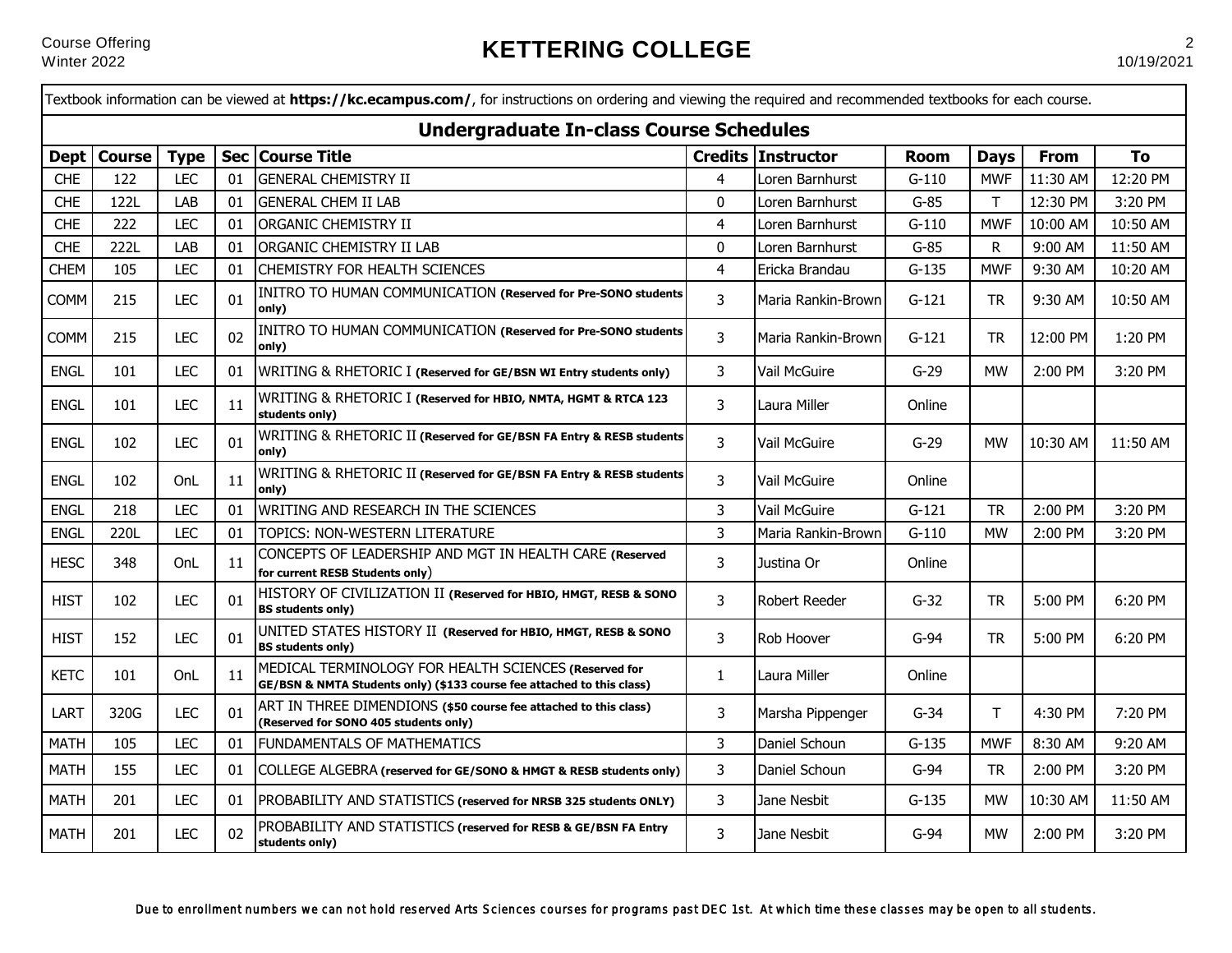Textbook information can be viewed at **https://kc.ecampus.com/**, for instructions on ordering and viewing the required and recommended textbooks for each course.

## Undergraduate In-class Course Schedules

| Dept | Course | Type | Sec | Course Title | Credits | Instructor | Room | Days | From | To |
|---|---|---|---|---|---|---|---|---|---|---|
| CHE | 122 | LEC | 01 | GENERAL CHEMISTRY II | 4 | Loren Barnhurst | G-110 | MWF | 11:30 AM | 12:20 PM |
| CHE | 122L | LAB | 01 | GENERAL CHEM II LAB | 0 | Loren Barnhurst | G-85 | T | 12:30 PM | 3:20 PM |
| CHE | 222 | LEC | 01 | ORGANIC CHEMISTRY II | 4 | Loren Barnhurst | G-110 | MWF | 10:00 AM | 10:50 AM |
| CHE | 222L | LAB | 01 | ORGANIC CHEMISTRY II LAB | 0 | Loren Barnhurst | G-85 | R | 9:00 AM | 11:50 AM |
| CHEM | 105 | LEC | 01 | CHEMISTRY FOR HEALTH SCIENCES | 4 | Ericka Brandau | G-135 | MWF | 9:30 AM | 10:20 AM |
| COMM | 215 | LEC | 01 | INITRO TO HUMAN COMMUNICATION **(Reserved for Pre-SONO students only)** | 3 | Maria Rankin-Brown | G-121 | TR | 9:30 AM | 10:50 AM |
| COMM | 215 | LEC | 02 | INITRO TO HUMAN COMMUNICATION **(Reserved for Pre-SONO students only)** | 3 | Maria Rankin-Brown | G-121 | TR | 12:00 PM | 1:20 PM |
| ENGL | 101 | LEC | 01 | WRITING & RHETORIC I **(Reserved for GE/BSN WI Entry students only)** | 3 | Vail McGuire | G-29 | MW | 2:00 PM | 3:20 PM |
| ENGL | 101 | LEC | 11 | WRITING & RHETORIC I **(Reserved for HBIO, NMTA, HGMT & RTCA 123 students only)** | 3 | Laura Miller | Online | | | |
| ENGL | 102 | LEC | 01 | WRITING & RHETORIC II **(Reserved for GE/BSN FA Entry & RESB students only)** | 3 | Vail McGuire | G-29 | MW | 10:30 AM | 11:50 AM |
| ENGL | 102 | OnL | 11 | WRITING & RHETORIC II **(Reserved for GE/BSN FA Entry & RESB students only)** | 3 | Vail McGuire | Online | | | |
| ENGL | 218 | LEC | 01 | WRITING AND RESEARCH IN THE SCIENCES | 3 | Vail McGuire | G-121 | TR | 2:00 PM | 3:20 PM |
| ENGL | 220L | LEC | 01 | TOPICS: NON-WESTERN LITERATURE | 3 | Maria Rankin-Brown | G-110 | MW | 2:00 PM | 3:20 PM |
| HESC | 348 | OnL | 11 | CONCEPTS OF LEADERSHIP AND MGT IN HEALTH CARE **(Reserved for current RESB Students only**) | 3 | Justina Or | Online | | | |
| HIST | 102 | LEC | 01 | HISTORY OF CIVILIZATION II **(Reserved for HBIO, HMGT, RESB & SONO BS students only)** | 3 | Robert Reeder | G-32 | TR | 5:00 PM | 6:20 PM |
| HIST | 152 | LEC | 01 | UNITED STATES HISTORY II **(Reserved for HBIO, HMGT, RESB & SONO BS students only)** | 3 | Rob Hoover | G-94 | TR | 5:00 PM | 6:20 PM |
| KETC | 101 | OnL | 11 | MEDICAL TERMINOLOGY FOR HEALTH SCIENCES **(Reserved for GE/BSN & NMTA Students only) ($133 course fee attached to this class)** | 1 | Laura Miller | Online | | | |
| LART | 320G | LEC | 01 | ART IN THREE DIMENDIONS **($50 course fee attached to this class) (Reserved for SONO 405 students only)** | 3 | Marsha Pippenger | G-34 | T | 4:30 PM | 7:20 PM |
| MATH | 105 | LEC | 01 | FUNDAMENTALS OF MATHEMATICS | 3 | Daniel Schoun | G-135 | MWF | 8:30 AM | 9:20 AM |
| MATH | 155 | LEC | 01 | COLLEGE ALGEBRA **(reserved for GE/SONO & HMGT & RESB students only)** | 3 | Daniel Schoun | G-94 | TR | 2:00 PM | 3:20 PM |
| MATH | 201 | LEC | 01 | PROBABILITY AND STATISTICS **(reserved for NRSB 325 students ONLY)** | 3 | Jane Nesbit | G-135 | MW | 10:30 AM | 11:50 AM |
| MATH | 201 | LEC | 02 | PROBABILITY AND STATISTICS **(reserved for RESB & GE/BSN FA Entry students only)** | 3 | Jane Nesbit | G-94 | MW | 2:00 PM | 3:20 PM |

*Due to enrollment numbers we can not hold reserved Arts Sciences courses for programs past DEC 1st. At which time these classes may be open to all students.*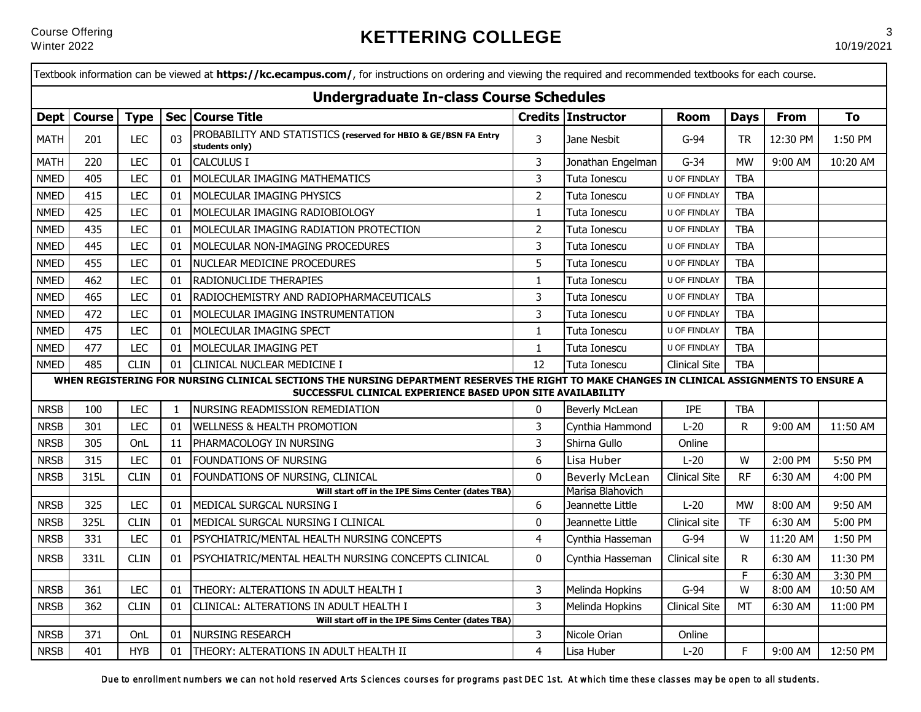# KETTERING COLLEGE

Course Offering
Winter 2022

10/19/2021

Textbook information can be viewed at **https://kc.ecampus.com/**, for instructions on ordering and viewing the required and recommended textbooks for each course.

## Undergraduate In-class Course Schedules

| Dept | Course | Type | Sec | Course Title | Credits | Instructor | Room | Days | From | To |
|---|---|---|---|---|---|---|---|---|---|---|
| MATH | 201 | LEC | 03 | PROBABILITY AND STATISTICS **(reserved for HBIO & GE/BSN FA Entry students only)** | 3 | Jane Nesbit | G-94 | TR | 12:30 PM | 1:50 PM |
| MATH | 220 | LEC | 01 | CALCULUS I | 3 | Jonathan Engelman | G-34 | MW | 9:00 AM | 10:20 AM |
| NMED | 405 | LEC | 01 | MOLECULAR IMAGING MATHEMATICS | 3 | Tuta Ionescu | U OF FINDLAY | TBA | | |
| NMED | 415 | LEC | 01 | MOLECULAR IMAGING PHYSICS | 2 | Tuta Ionescu | U OF FINDLAY | TBA | | |
| NMED | 425 | LEC | 01 | MOLECULAR IMAGING RADIOBIOLOGY | 1 | Tuta Ionescu | U OF FINDLAY | TBA | | |
| NMED | 435 | LEC | 01 | MOLECULAR IMAGING RADIATION PROTECTION | 2 | Tuta Ionescu | U OF FINDLAY | TBA | | |
| NMED | 445 | LEC | 01 | MOLECULAR NON-IMAGING PROCEDURES | 3 | Tuta Ionescu | U OF FINDLAY | TBA | | |
| NMED | 455 | LEC | 01 | NUCLEAR MEDICINE PROCEDURES | 5 | Tuta Ionescu | U OF FINDLAY | TBA | | |
| NMED | 462 | LEC | 01 | RADIONUCLIDE THERAPIES | 1 | Tuta Ionescu | U OF FINDLAY | TBA | | |
| NMED | 465 | LEC | 01 | RADIOCHEMISTRY AND RADIOPHARMACEUTICALS | 3 | Tuta Ionescu | U OF FINDLAY | TBA | | |
| NMED | 472 | LEC | 01 | MOLECULAR IMAGING INSTRUMENTATION | 3 | Tuta Ionescu | U OF FINDLAY | TBA | | |
| NMED | 475 | LEC | 01 | MOLECULAR IMAGING SPECT | 1 | Tuta Ionescu | U OF FINDLAY | TBA | | |
| NMED | 477 | LEC | 01 | MOLECULAR IMAGING PET | 1 | Tuta Ionescu | U OF FINDLAY | TBA | | |
| NMED | 485 | CLIN | 01 | CLINICAL NUCLEAR MEDICINE I | 12 | Tuta Ionescu | Clinical Site | TBA | | |
| **WHEN REGISTERING FOR NURSING CLINICAL SECTIONS THE NURSING DEPARTMENT RESERVES THE RIGHT TO MAKE CHANGES IN CLINICAL ASSIGNMENTS TO ENSURE A SUCCESSFUL CLINICAL EXPERIENCE BASED UPON SITE AVAILABILITY** | | | | | | | | | | |
| NRSB | 100 | LEC | 1 | NURSING READMISSION REMEDIATION | 0 | Beverly McLean | IPE | TBA | | |
| NRSB | 301 | LEC | 01 | WELLNESS & HEALTH PROMOTION | 3 | Cynthia Hammond | L-20 | R | 9:00 AM | 11:50 AM |
| NRSB | 305 | OnL | 11 | PHARMACOLOGY IN NURSING | 3 | Shirna Gullo | Online | | | |
| NRSB | 315 | LEC | 01 | FOUNDATIONS OF NURSING | 6 | Lisa Huber | L-20 | W | 2:00 PM | 5:50 PM |
| NRSB | 315L | CLIN | 01 | FOUNDATIONS OF NURSING, CLINICAL | 0 | Beverly McLean | Clinical Site | RF | 6:30 AM | 4:00 PM |
| | | | | **Will start off in the IPE Sims Center (dates TBA)** | | Marisa Blahovich | | | | |
| NRSB | 325 | LEC | 01 | MEDICAL SURGCAL NURSING I | 6 | Jeannette Little | L-20 | MW | 8:00 AM | 9:50 AM |
| NRSB | 325L | CLIN | 01 | MEDICAL SURGCAL NURSING I CLINICAL | 0 | Jeannette Little | Clinical site | TF | 6:30 AM | 5:00 PM |
| NRSB | 331 | LEC | 01 | PSYCHIATRIC/MENTAL HEALTH NURSING CONCEPTS | 4 | Cynthia Hasseman | G-94 | W | 11:20 AM | 1:50 PM |
| NRSB | 331L | CLIN | 01 | PSYCHIATRIC/MENTAL HEALTH NURSING CONCEPTS CLINICAL | 0 | Cynthia Hasseman | Clinical site | R | 6:30 AM | 11:30 PM |
| | | | | | | | | F | 6:30 AM | 3:30 PM |
| NRSB | 361 | LEC | 01 | THEORY: ALTERATIONS IN ADULT HEALTH I | 3 | Melinda Hopkins | G-94 | W | 8:00 AM | 10:50 AM |
| NRSB | 362 | CLIN | 01 | CLINICAL: ALTERATIONS IN ADULT HEALTH I | 3 | Melinda Hopkins | Clinical Site | MT | 6:30 AM | 11:00 PM |
| | | | | **Will start off in the IPE Sims Center (dates TBA)** | | | | | | |
| NRSB | 371 | OnL | 01 | NURSING RESEARCH | 3 | Nicole Orian | Online | | | |
| NRSB | 401 | HYB | 01 | THEORY: ALTERATIONS IN ADULT HEALTH II | 4 | Lisa Huber | L-20 | F | 9:00 AM | 12:50 PM |

*Due to enrollment numbers we can not hold reserved Arts Sciences courses for programs past DEC 1st. At which time these classes may be open to all students.*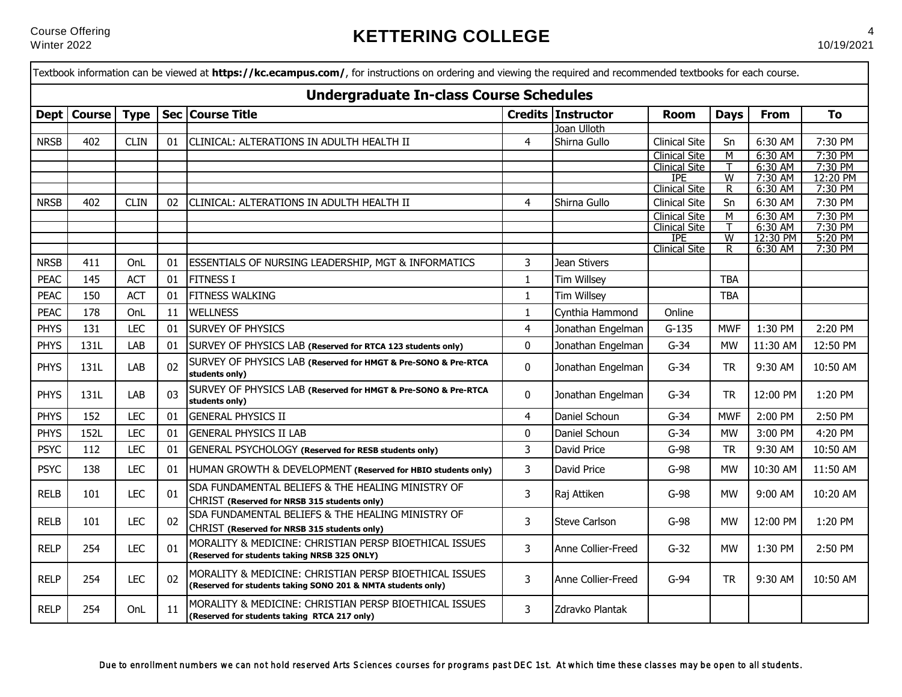Textbook information can be viewed at **https://kc.ecampus.com/**, for instructions on ordering and viewing the required and recommended textbooks for each course.

## Undergraduate In-class Course Schedules

| Dept | Course | Type | Sec | Course Title | Credits | Instructor | Room | Days | From | To |
|---|---|---|---|---|---|---|---|---|---|---|
| | | | | | | Joan Ulloth | | | | |
| NRSB | 402 | CLIN | 01 | CLINICAL: ALTERATIONS IN ADULTH HEALTH II | 4 | Shirna Gullo | Clinical Site | Sn | 6:30 AM | 7:30 PM |
| | | | | | | | Clinical Site | M | 6:30 AM | 7:30 PM |
| | | | | | | | Clinical Site | T | 6:30 AM | 7:30 PM |
| | | | | | | | IPE | W | 7:30 AM | 12:20 PM |
| | | | | | | | Clinical Site | R | 6:30 AM | 7:30 PM |
| NRSB | 402 | CLIN | 02 | CLINICAL: ALTERATIONS IN ADULTH HEALTH II | 4 | Shirna Gullo | Clinical Site | Sn | 6:30 AM | 7:30 PM |
| | | | | | | | Clinical Site | M | 6:30 AM | 7:30 PM |
| | | | | | | | Clinical Site | T | 6:30 AM | 7:30 PM |
| | | | | | | | IPE | W | 12:30 PM | 5:20 PM |
| | | | | | | | Clinical Site | R | 6:30 AM | 7:30 PM |
| NRSB | 411 | OnL | 01 | ESSENTIALS OF NURSING LEADERSHIP, MGT & INFORMATICS | 3 | Jean Stivers | | | | |
| PEAC | 145 | ACT | 01 | FITNESS I | 1 | Tim Willsey | | TBA | | |
| PEAC | 150 | ACT | 01 | FITNESS WALKING | 1 | Tim Willsey | | TBA | | |
| PEAC | 178 | OnL | 11 | WELLNESS | 1 | Cynthia Hammond | Online | | | |
| PHYS | 131 | LEC | 01 | SURVEY OF PHYSICS | 4 | Jonathan Engelman | G-135 | MWF | 1:30 PM | 2:20 PM |
| PHYS | 131L | LAB | 01 | SURVEY OF PHYSICS LAB **(Reserved for RTCA 123 students only)** | 0 | Jonathan Engelman | G-34 | MW | 11:30 AM | 12:50 PM |
| PHYS | 131L | LAB | 02 | SURVEY OF PHYSICS LAB **(Reserved for HMGT & Pre-SONO & Pre-RTCA students only)** | 0 | Jonathan Engelman | G-34 | TR | 9:30 AM | 10:50 AM |
| PHYS | 131L | LAB | 03 | SURVEY OF PHYSICS LAB **(Reserved for HMGT & Pre-SONO & Pre-RTCA students only)** | 0 | Jonathan Engelman | G-34 | TR | 12:00 PM | 1:20 PM |
| PHYS | 152 | LEC | 01 | GENERAL PHYSICS II | 4 | Daniel Schoun | G-34 | MWF | 2:00 PM | 2:50 PM |
| PHYS | 152L | LEC | 01 | GENERAL PHYSICS II LAB | 0 | Daniel Schoun | G-34 | MW | 3:00 PM | 4:20 PM |
| PSYC | 112 | LEC | 01 | GENERAL PSYCHOLOGY **(Reserved for RESB students only)** | 3 | David Price | G-98 | TR | 9:30 AM | 10:50 AM |
| PSYC | 138 | LEC | 01 | HUMAN GROWTH & DEVELOPMENT **(Reserved for HBIO students only)** | 3 | David Price | G-98 | MW | 10:30 AM | 11:50 AM |
| RELB | 101 | LEC | 01 | SDA FUNDAMENTAL BELIEFS & THE HEALING MINISTRY OF CHRIST **(Reserved for NRSB 315 students only)** | 3 | Raj Attiken | G-98 | MW | 9:00 AM | 10:20 AM |
| RELB | 101 | LEC | 02 | SDA FUNDAMENTAL BELIEFS & THE HEALING MINISTRY OF CHRIST **(Reserved for NRSB 315 students only)** | 3 | Steve Carlson | G-98 | MW | 12:00 PM | 1:20 PM |
| RELP | 254 | LEC | 01 | MORALITY & MEDICINE: CHRISTIAN PERSP BIOETHICAL ISSUES **(Reserved for students taking NRSB 325 ONLY)** | 3 | Anne Collier-Freed | G-32 | MW | 1:30 PM | 2:50 PM |
| RELP | 254 | LEC | 02 | MORALITY & MEDICINE: CHRISTIAN PERSP BIOETHICAL ISSUES **(Reserved for students taking SONO 201 & NMTA students only)** | 3 | Anne Collier-Freed | G-94 | TR | 9:30 AM | 10:50 AM |
| RELP | 254 | OnL | 11 | MORALITY & MEDICINE: CHRISTIAN PERSP BIOETHICAL ISSUES **(Reserved for students taking RTCA 217 only)** | 3 | Zdravko Plantak | | | | |

*Due to enrollment numbers we can not hold reserved Arts Sciences courses for programs past DEC 1st. At which time these classes may be open to all students.*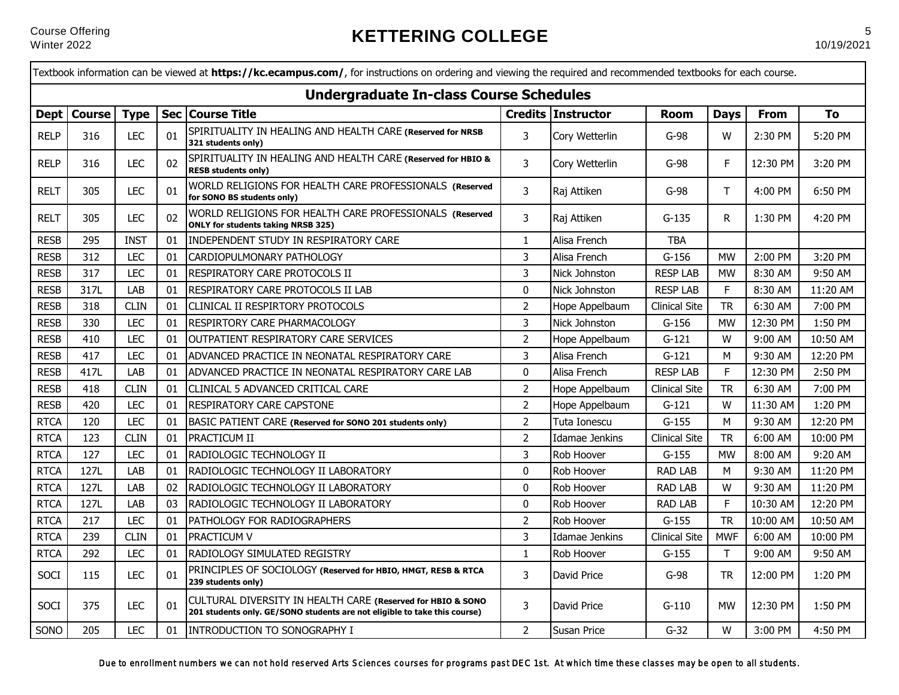Textbook information can be viewed at **https://kc.ecampus.com/**, for instructions on ordering and viewing the required and recommended textbooks for each course.

## Undergraduate In-class Course Schedules

| Dept | Course | Type | Sec | Course Title | Credits | Instructor | Room | Days | From | To |
|---|---|---|---|---|---|---|---|---|---|---|
| RELP | 316 | LEC | 01 | SPIRITUALITY IN HEALING AND HEALTH CARE **(Reserved for NRSB 321 students only)** | 3 | Cory Wetterlin | G-98 | W | 2:30 PM | 5:20 PM |
| RELP | 316 | LEC | 02 | SPIRITUALITY IN HEALING AND HEALTH CARE **(Reserved for HBIO & RESB students only)** | 3 | Cory Wetterlin | G-98 | F | 12:30 PM | 3:20 PM |
| RELT | 305 | LEC | 01 | WORLD RELIGIONS FOR HEALTH CARE PROFESSIONALS **(Reserved for SONO BS students only)** | 3 | Raj Attiken | G-98 | T | 4:00 PM | 6:50 PM |
| RELT | 305 | LEC | 02 | WORLD RELIGIONS FOR HEALTH CARE PROFESSIONALS **(Reserved ONLY for students taking NRSB 325)** | 3 | Raj Attiken | G-135 | R | 1:30 PM | 4:20 PM |
| RESB | 295 | INST | 01 | INDEPENDENT STUDY IN RESPIRATORY CARE | 1 | Alisa French | TBA | | | |
| RESB | 312 | LEC | 01 | CARDIOPULMONARY PATHOLOGY | 3 | Alisa French | G-156 | MW | 2:00 PM | 3:20 PM |
| RESB | 317 | LEC | 01 | RESPIRATORY CARE PROTOCOLS II | 3 | Nick Johnston | RESP LAB | MW | 8:30 AM | 9:50 AM |
| RESB | 317L | LAB | 01 | RESPIRATORY CARE PROTOCOLS II LAB | 0 | Nick Johnston | RESP LAB | F | 8:30 AM | 11:20 AM |
| RESB | 318 | CLIN | 01 | CLINICAL II RESPIRTORY PROTOCOLS | 2 | Hope Appelbaum | Clinical Site | TR | 6:30 AM | 7:00 PM |
| RESB | 330 | LEC | 01 | RESPIRTORY CARE PHARMACOLOGY | 3 | Nick Johnston | G-156 | MW | 12:30 PM | 1:50 PM |
| RESB | 410 | LEC | 01 | OUTPATIENT RESPIRATORY CARE SERVICES | 2 | Hope Appelbaum | G-121 | W | 9:00 AM | 10:50 AM |
| RESB | 417 | LEC | 01 | ADVANCED PRACTICE IN NEONATAL RESPIRATORY CARE | 3 | Alisa French | G-121 | M | 9:30 AM | 12:20 PM |
| RESB | 417L | LAB | 01 | ADVANCED PRACTICE IN NEONATAL RESPIRATORY CARE LAB | 0 | Alisa French | RESP LAB | F | 12:30 PM | 2:50 PM |
| RESB | 418 | CLIN | 01 | CLINICAL 5 ADVANCED CRITICAL CARE | 2 | Hope Appelbaum | Clinical Site | TR | 6:30 AM | 7:00 PM |
| RESB | 420 | LEC | 01 | RESPIRATORY CARE CAPSTONE | 2 | Hope Appelbaum | G-121 | W | 11:30 AM | 1:20 PM |
| RTCA | 120 | LEC | 01 | BASIC PATIENT CARE **(Reserved for SONO 201 students only)** | 2 | Tuta Ionescu | G-155 | M | 9:30 AM | 12:20 PM |
| RTCA | 123 | CLIN | 01 | PRACTICUM II | 2 | Idamae Jenkins | Clinical Site | TR | 6:00 AM | 10:00 PM |
| RTCA | 127 | LEC | 01 | RADIOLOGIC TECHNOLOGY II | 3 | Rob Hoover | G-155 | MW | 8:00 AM | 9:20 AM |
| RTCA | 127L | LAB | 01 | RADIOLOGIC TECHNOLOGY II LABORATORY | 0 | Rob Hoover | RAD LAB | M | 9:30 AM | 11:20 PM |
| RTCA | 127L | LAB | 02 | RADIOLOGIC TECHNOLOGY II LABORATORY | 0 | Rob Hoover | RAD LAB | W | 9:30 AM | 11:20 PM |
| RTCA | 127L | LAB | 03 | RADIOLOGIC TECHNOLOGY II LABORATORY | 0 | Rob Hoover | RAD LAB | F | 10:30 AM | 12:20 PM |
| RTCA | 217 | LEC | 01 | PATHOLOGY FOR RADIOGRAPHERS | 2 | Rob Hoover | G-155 | TR | 10:00 AM | 10:50 AM |
| RTCA | 239 | CLIN | 01 | PRACTICUM V | 3 | Idamae Jenkins | Clinical Site | MWF | 6:00 AM | 10:00 PM |
| RTCA | 292 | LEC | 01 | RADIOLOGY SIMULATED REGISTRY | 1 | Rob Hoover | G-155 | T | 9:00 AM | 9:50 AM |
| SOCI | 115 | LEC | 01 | PRINCIPLES OF SOCIOLOGY **(Reserved for HBIO, HMGT, RESB & RTCA 239 students only)** | 3 | David Price | G-98 | TR | 12:00 PM | 1:20 PM |
| SOCI | 375 | LEC | 01 | CULTURAL DIVERSITY IN HEALTH CARE **(Reserved for HBIO & SONO 201 students only. GE/SONO students are not eligible to take this course)** | 3 | David Price | G-110 | MW | 12:30 PM | 1:50 PM |
| SONO | 205 | LEC | 01 | INTRODUCTION TO SONOGRAPHY I | 2 | Susan Price | G-32 | W | 3:00 PM | 4:50 PM |

*Due to enrollment numbers we can not hold reserved Arts Sciences courses for programs past DEC 1st. At which time these classes may be open to all students.*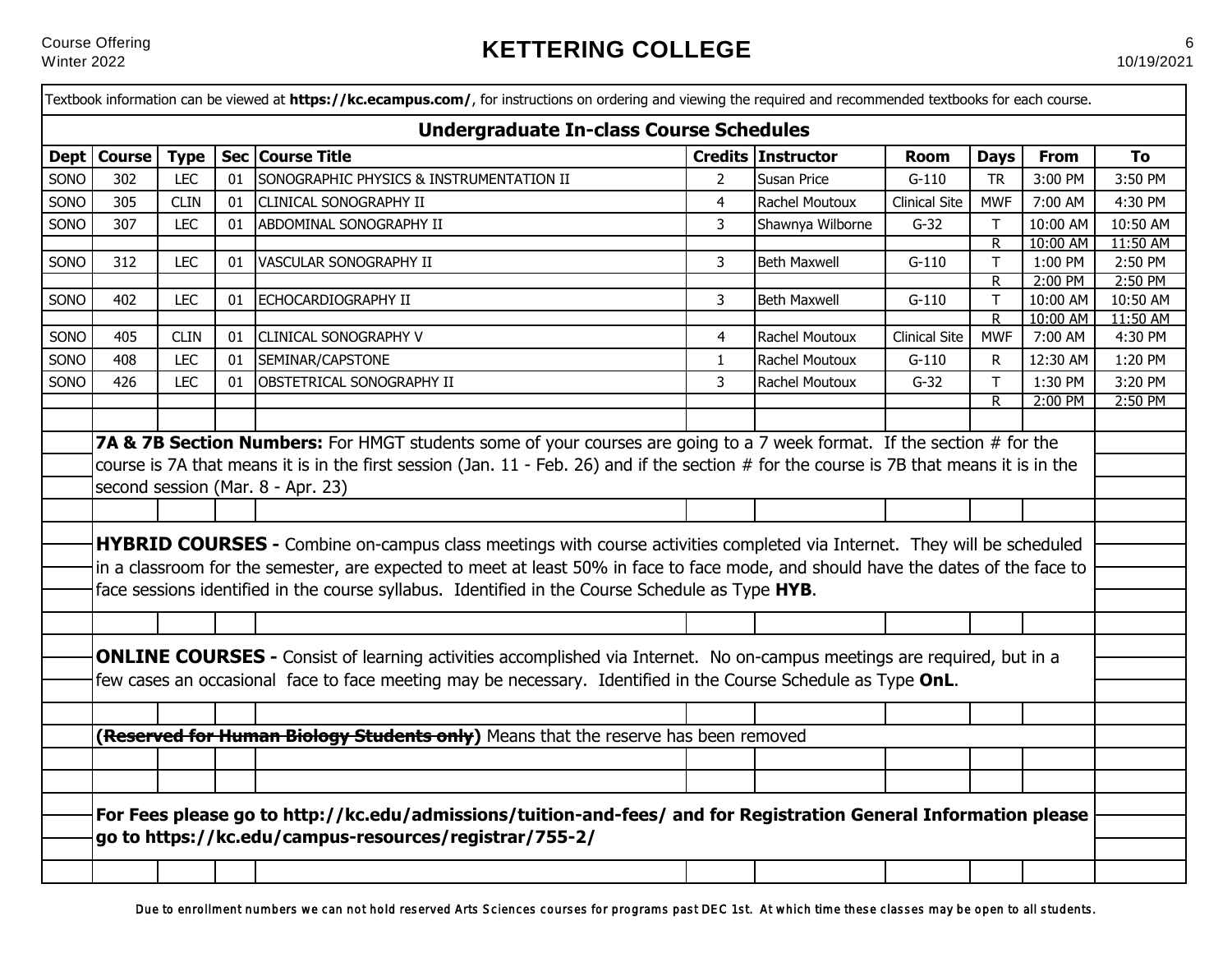Textbook information can be viewed at **https://kc.ecampus.com/**, for instructions on ordering and viewing the required and recommended textbooks for each course.

## Undergraduate In-class Course Schedules

| Dept | Course | Type | Sec | Course Title | Credits | Instructor | Room | Days | From | To |
|---|---|---|---|---|---|---|---|---|---|---|
| SONO | 302 | LEC | 01 | SONOGRAPHIC PHYSICS & INSTRUMENTATION II | 2 | Susan Price | G-110 | TR | 3:00 PM | 3:50 PM |
| SONO | 305 | CLIN | 01 | CLINICAL SONOGRAPHY II | 4 | Rachel Moutoux | Clinical Site | MWF | 7:00 AM | 4:30 PM |
| SONO | 307 | LEC | 01 | ABDOMINAL SONOGRAPHY II | 3 | Shawnya Wilborne | G-32 | T | 10:00 AM | 10:50 AM |
| | | | | | | | | R | 10:00 AM | 11:50 AM |
| SONO | 312 | LEC | 01 | VASCULAR SONOGRAPHY II | 3 | Beth Maxwell | G-110 | T | 1:00 PM | 2:50 PM |
| | | | | | | | | R | 2:00 PM | 2:50 PM |
| SONO | 402 | LEC | 01 | ECHOCARDIOGRAPHY II | 3 | Beth Maxwell | G-110 | T | 10:00 AM | 10:50 AM |
| | | | | | | | | R | 10:00 AM | 11:50 AM |
| SONO | 405 | CLIN | 01 | CLINICAL SONOGRAPHY V | 4 | Rachel Moutoux | Clinical Site | MWF | 7:00 AM | 4:30 PM |
| SONO | 408 | LEC | 01 | SEMINAR/CAPSTONE | 1 | Rachel Moutoux | G-110 | R | 12:30 AM | 1:20 PM |
| SONO | 426 | LEC | 01 | OBSTETRICAL SONOGRAPHY II | 3 | Rachel Moutoux | G-32 | T | 1:30 PM | 3:20 PM |
| | | | | | | | | R | 2:00 PM | 2:50 PM |

**7A & 7B Section Numbers:** For HMGT students some of your courses are going to a 7 week format. If the section # for the course is 7A that means it is in the first session (Jan. 11 - Feb. 26) and if the section # for the course is 7B that means it is in the second session (Mar. 8 - Apr. 23)

**HYBRID COURSES -** Combine on-campus class meetings with course activities completed via Internet. They will be scheduled in a classroom for the semester, are expected to meet at least 50% in face to face mode, and should have the dates of the face to face sessions identified in the course syllabus. Identified in the Course Schedule as Type **HYB**.

**ONLINE COURSES -** Consist of learning activities accomplished via Internet. No on-campus meetings are required, but in a few cases an occasional face to face meeting may be necessary. Identified in the Course Schedule as Type **OnL**.

**(~~Reserved for Human Biology Students only~~)** Means that the reserve has been removed

**For Fees please go to http://kc.edu/admissions/tuition-and-fees/ and for Registration General Information please go to https://kc.edu/campus-resources/registrar/755-2/**

*Due to enrollment numbers we can not hold reserved Arts Sciences courses for programs past DEC 1st. At which time these classes may be open to all students.*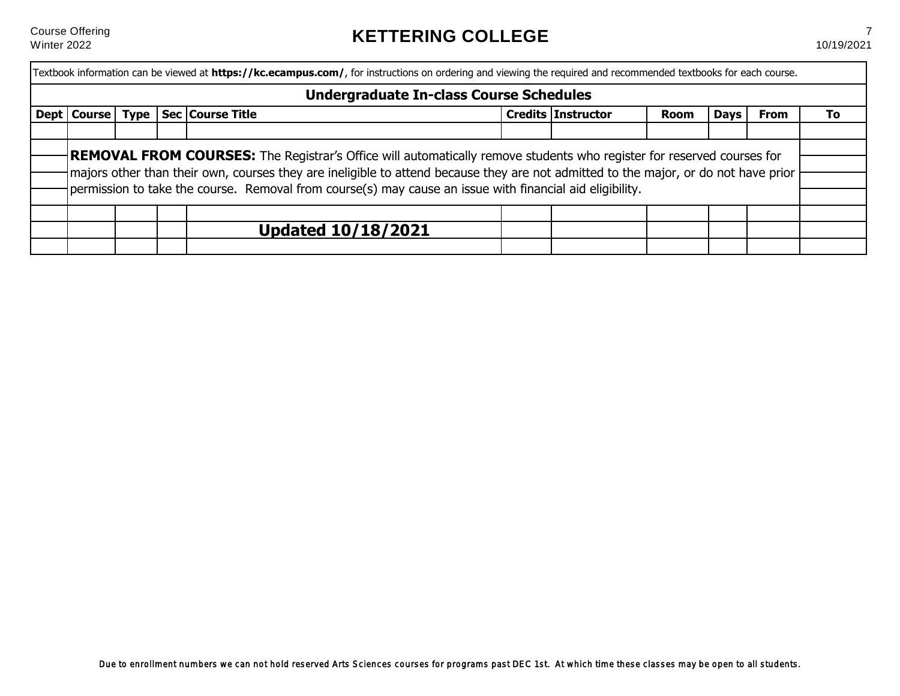Textbook information can be viewed at **https://kc.ecampus.com/**, for instructions on ordering and viewing the required and recommended textbooks for each course.

## Undergraduate In-class Course Schedules

| Dept | Course | Type | Sec | Course Title | Credits | Instructor | Room | Days | From | To |
|---|---|---|---|---|---|---|---|---|---|---|
| | | | | | | | | | | |

**REMOVAL FROM COURSES:** The Registrar's Office will automatically remove students who register for reserved courses for majors other than their own, courses they are ineligible to attend because they are not admitted to the major, or do not have prior permission to take the course. Removal from course(s) may cause an issue with financial aid eligibility.

**Updated 10/18/2021**

Due to enrollment numbers we can not hold reserved Arts Sciences courses for programs past DEC 1st. At which time these classes may be open to all students.